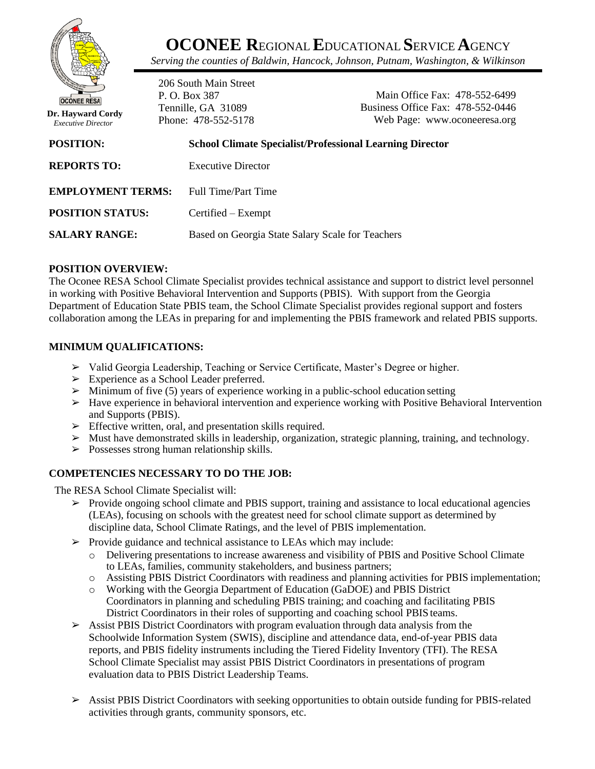# OCONEE REGIONAL EDUCATIONAL SERVICE AGENCY

*Serving the counties of Baldwin, Hancock, Johnson, Putnam, Washington, & Wilkinson*

OCONEE RESA

**Dr. Hayward Cordy**
*Executive Director*

206 South Main Street
P. O. Box 387
Tennille, GA 31089
Phone: 478-552-5178

Main Office Fax: 478-552-6499
Business Office Fax: 478-552-0446
Web Page: www.oconeeresa.org

**POSITION:** **School Climate Specialist/Professional Learning Director**

**REPORTS TO:** Executive Director

**EMPLOYMENT TERMS:** Full Time/Part Time

**POSITION STATUS:** Certified – Exempt

**SALARY RANGE:** Based on Georgia State Salary Scale for Teachers

## POSITION OVERVIEW:

The Oconee RESA School Climate Specialist provides technical assistance and support to district level personnel in working with Positive Behavioral Intervention and Supports (PBIS). With support from the Georgia Department of Education State PBIS team, the School Climate Specialist provides regional support and fosters collaboration among the LEAs in preparing for and implementing the PBIS framework and related PBIS supports.

## MINIMUM QUALIFICATIONS:

- Valid Georgia Leadership, Teaching or Service Certificate, Master's Degree or higher.
- Experience as a School Leader preferred.
- Minimum of five (5) years of experience working in a public-school education setting
- Have experience in behavioral intervention and experience working with Positive Behavioral Intervention and Supports (PBIS).
- Effective written, oral, and presentation skills required.
- Must have demonstrated skills in leadership, organization, strategic planning, training, and technology.
- Possesses strong human relationship skills.

## COMPETENCIES NECESSARY TO DO THE JOB:

The RESA School Climate Specialist will:

- Provide ongoing school climate and PBIS support, training and assistance to local educational agencies (LEAs), focusing on schools with the greatest need for school climate support as determined by discipline data, School Climate Ratings, and the level of PBIS implementation.
- Provide guidance and technical assistance to LEAs which may include:
  - Delivering presentations to increase awareness and visibility of PBIS and Positive School Climate to LEAs, families, community stakeholders, and business partners;
  - Assisting PBIS District Coordinators with readiness and planning activities for PBIS implementation;
  - Working with the Georgia Department of Education (GaDOE) and PBIS District Coordinators in planning and scheduling PBIS training; and coaching and facilitating PBIS District Coordinators in their roles of supporting and coaching school PBIS teams.
- Assist PBIS District Coordinators with program evaluation through data analysis from the Schoolwide Information System (SWIS), discipline and attendance data, end-of-year PBIS data reports, and PBIS fidelity instruments including the Tiered Fidelity Inventory (TFI). The RESA School Climate Specialist may assist PBIS District Coordinators in presentations of program evaluation data to PBIS District Leadership Teams.
- Assist PBIS District Coordinators with seeking opportunities to obtain outside funding for PBIS-related activities through grants, community sponsors, etc.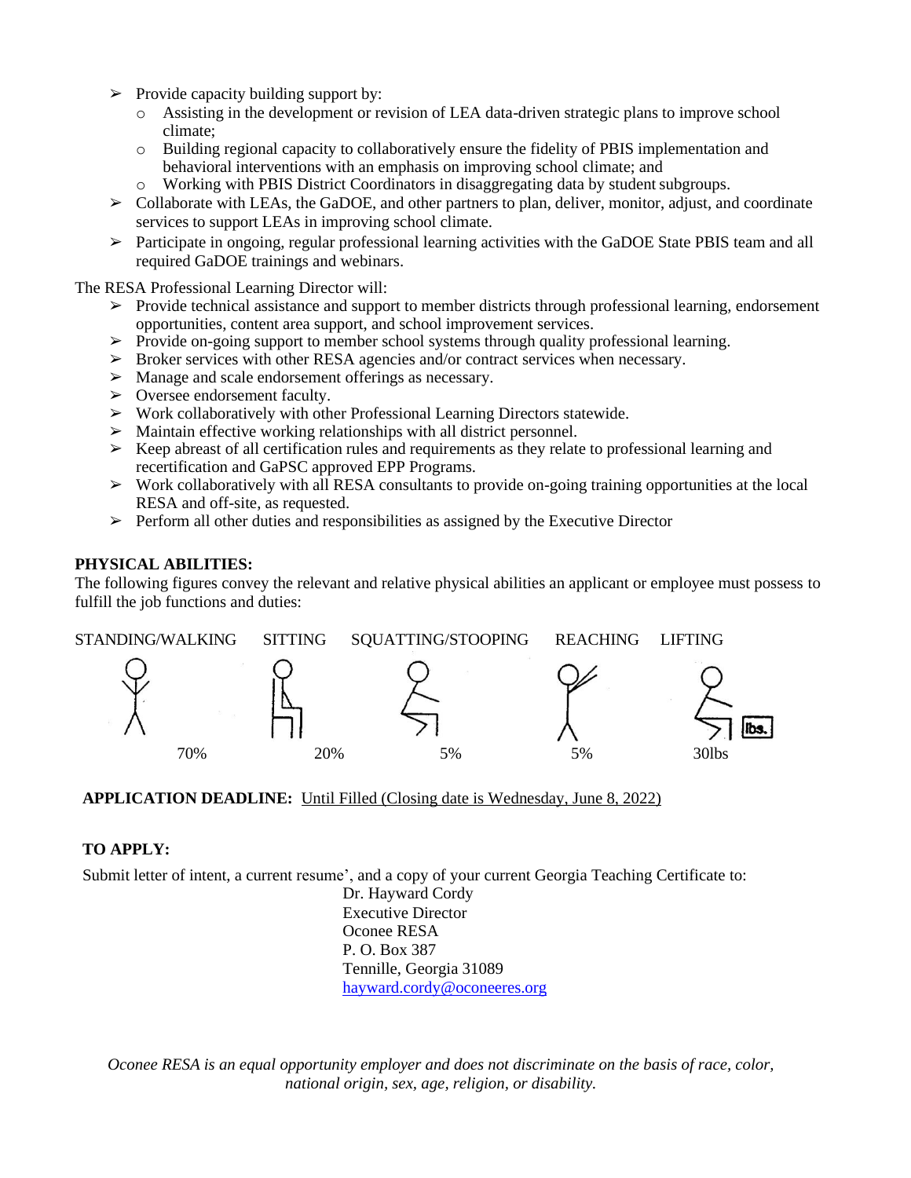- Provide capacity building support by:
  - Assisting in the development or revision of LEA data-driven strategic plans to improve school climate;
  - Building regional capacity to collaboratively ensure the fidelity of PBIS implementation and behavioral interventions with an emphasis on improving school climate; and
  - Working with PBIS District Coordinators in disaggregating data by student subgroups.
- Collaborate with LEAs, the GaDOE, and other partners to plan, deliver, monitor, adjust, and coordinate services to support LEAs in improving school climate.
- Participate in ongoing, regular professional learning activities with the GaDOE State PBIS team and all required GaDOE trainings and webinars.

The RESA Professional Learning Director will:

- Provide technical assistance and support to member districts through professional learning, endorsement opportunities, content area support, and school improvement services.
- Provide on-going support to member school systems through quality professional learning.
- Broker services with other RESA agencies and/or contract services when necessary.
- Manage and scale endorsement offerings as necessary.
- Oversee endorsement faculty.
- Work collaboratively with other Professional Learning Directors statewide.
- Maintain effective working relationships with all district personnel.
- Keep abreast of all certification rules and requirements as they relate to professional learning and recertification and GaPSC approved EPP Programs.
- Work collaboratively with all RESA consultants to provide on-going training opportunities at the local RESA and off-site, as requested.
- Perform all other duties and responsibilities as assigned by the Executive Director

**PHYSICAL ABILITIES:**

The following figures convey the relevant and relative physical abilities an applicant or employee must possess to fulfill the job functions and duties:

STANDING/WALKING 70%

SITTING 20%

SQUATTING/STOOPING 5%

REACHING 5%

LIFTING 30lbs

**APPLICATION DEADLINE:** Until Filled (Closing date is Wednesday, June 8, 2022)

**TO APPLY:**

Submit letter of intent, a current resume', and a copy of your current Georgia Teaching Certificate to:

Dr. Hayward Cordy
Executive Director
Oconee RESA
P. O. Box 387
Tennille, Georgia 31089
hayward.cordy@oconeeres.org

*Oconee RESA is an equal opportunity employer and does not discriminate on the basis of race, color, national origin, sex, age, religion, or disability.*